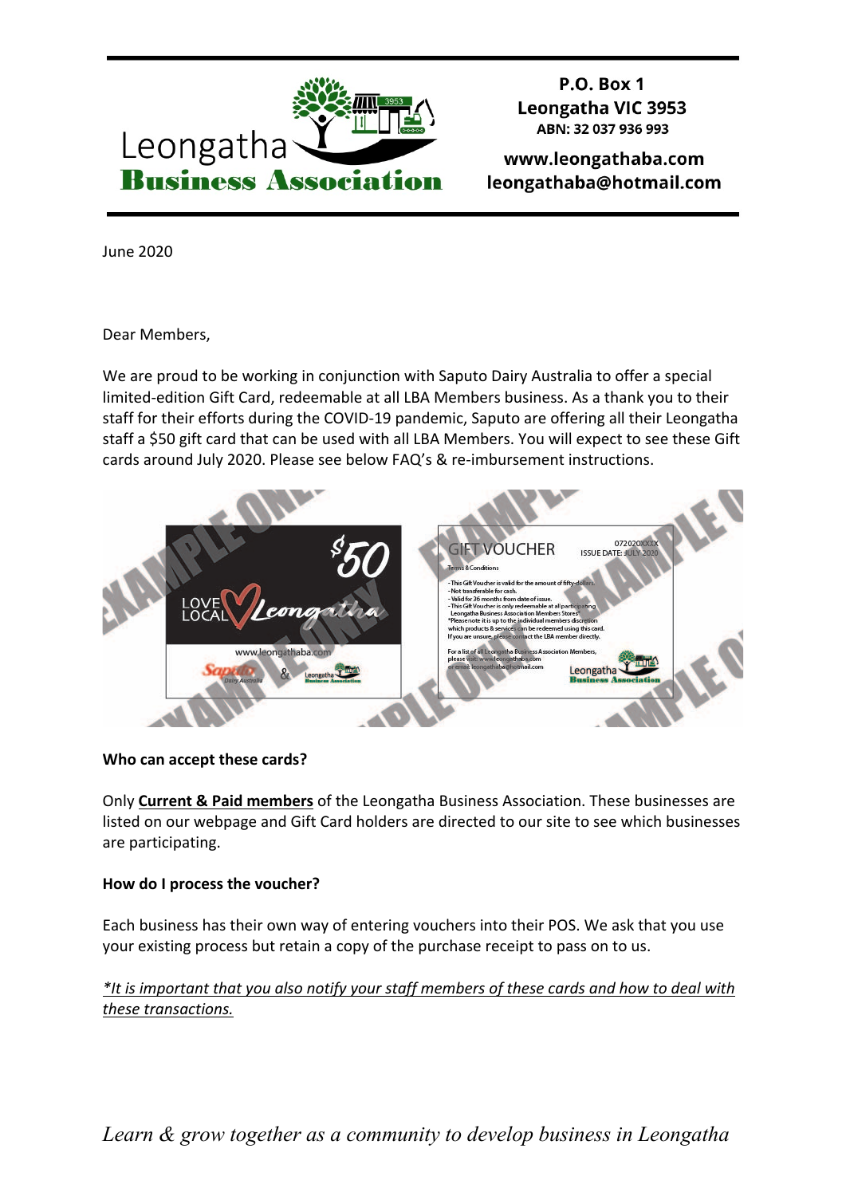Leongatha Business Association

**P.O. Box 1**
**Leongatha VIC 3953**
**ABN: 32 037 936 993**

**www.leongathaba.com**
**leongathaba@hotmail.com**

June 2020

Dear Members,

We are proud to be working in conjunction with Saputo Dairy Australia to offer a special limited-edition Gift Card, redeemable at all LBA Members business. As a thank you to their staff for their efforts during the COVID-19 pandemic, Saputo are offering all their Leongatha staff a $50 gift card that can be used with all LBA Members. You will expect to see these Gift cards around July 2020. Please see below FAQ's & re-imbursement instructions.

**Who can accept these cards?**

Only **Current & Paid members** of the Leongatha Business Association. These businesses are listed on our webpage and Gift Card holders are directed to our site to see which businesses are participating.

**How do I process the voucher?**

Each business has their own way of entering vouchers into their POS. We ask that you use your existing process but retain a copy of the purchase receipt to pass on to us.

*\*It is important that you also notify your staff members of these cards and how to deal with these transactions.*

*Learn & grow together as a community to develop business in Leongatha*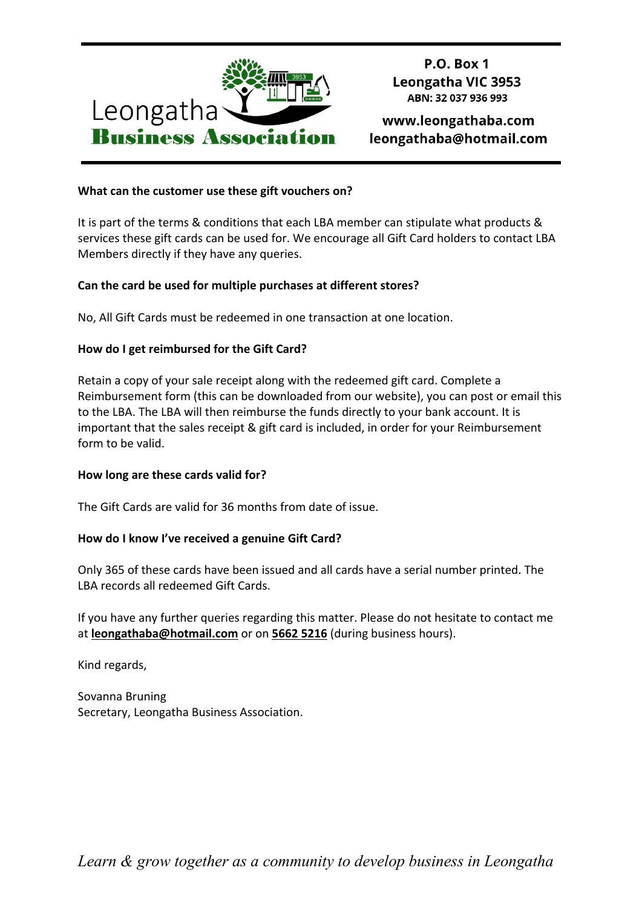Leongatha Business Association

**P.O. Box 1**
**Leongatha VIC 3953**
**ABN: 32 037 936 993**

**www.leongathaba.com**
**leongathaba@hotmail.com**

**What can the customer use these gift vouchers on?**

It is part of the terms & conditions that each LBA member can stipulate what products & services these gift cards can be used for. We encourage all Gift Card holders to contact LBA Members directly if they have any queries.

**Can the card be used for multiple purchases at different stores?**

No, All Gift Cards must be redeemed in one transaction at one location.

**How do I get reimbursed for the Gift Card?**

Retain a copy of your sale receipt along with the redeemed gift card. Complete a Reimbursement form (this can be downloaded from our website), you can post or email this to the LBA. The LBA will then reimburse the funds directly to your bank account. It is important that the sales receipt & gift card is included, in order for your Reimbursement form to be valid.

**How long are these cards valid for?**

The Gift Cards are valid for 36 months from date of issue.

**How do I know I've received a genuine Gift Card?**

Only 365 of these cards have been issued and all cards have a serial number printed. The LBA records all redeemed Gift Cards.

If you have any further queries regarding this matter. Please do not hesitate to contact me at **leongathaba@hotmail.com** or on **5662 5216** (during business hours).

Kind regards,

Sovanna Bruning
Secretary, Leongatha Business Association.

*Learn & grow together as a community to develop business in Leongatha*